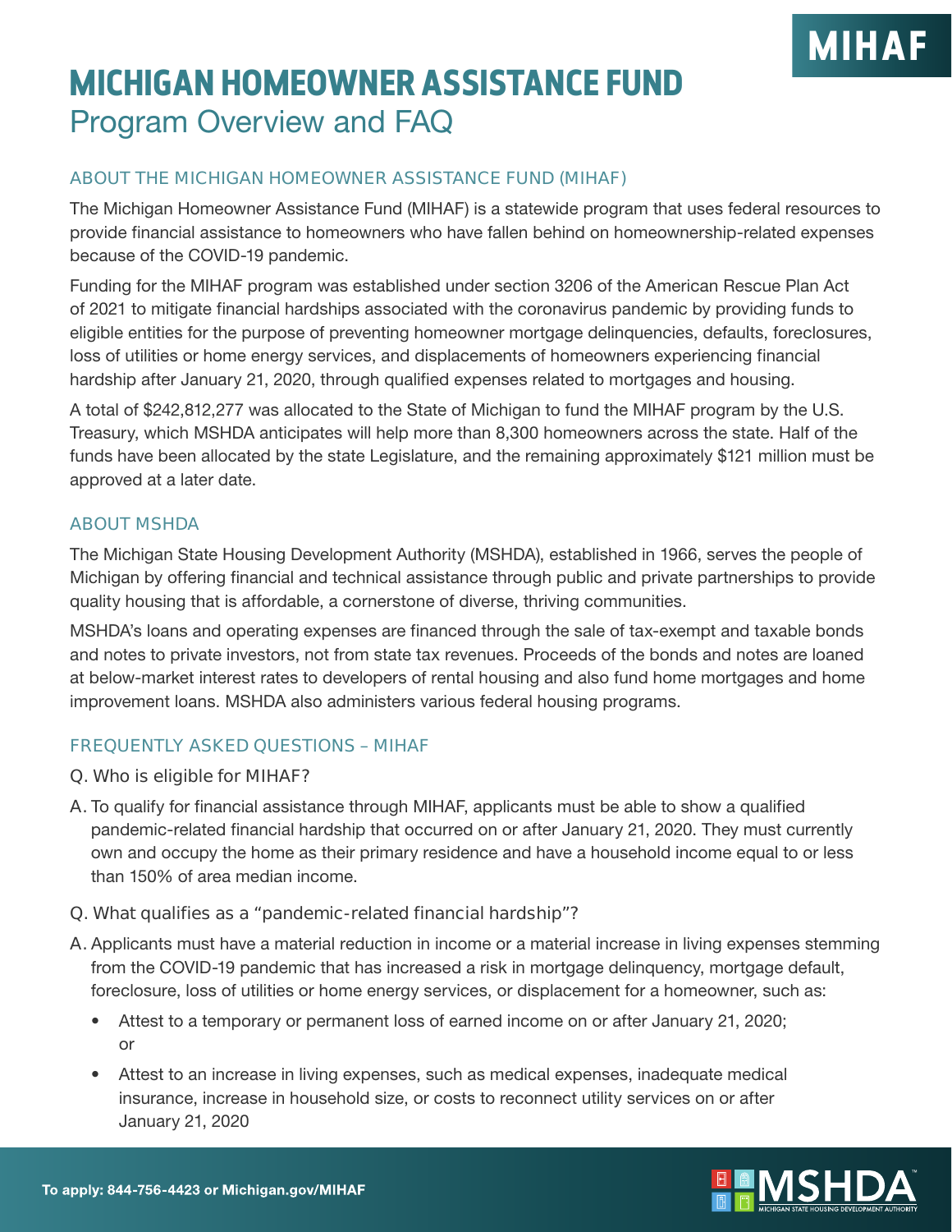# MICHIGAN HOMEOWNER ASSISTANCE FUND

## Program Overview and FAQ

### ABOUT THE MICHIGAN HOMEOWNER ASSISTANCE FUND (MIHAF)

The Michigan Homeowner Assistance Fund (MIHAF) is a statewide program that uses federal resources to provide financial assistance to homeowners who have fallen behind on homeownership-related expenses because of the COVID-19 pandemic.

Funding for the MIHAF program was established under section 3206 of the American Rescue Plan Act of 2021 to mitigate financial hardships associated with the coronavirus pandemic by providing funds to eligible entities for the purpose of preventing homeowner mortgage delinquencies, defaults, foreclosures, loss of utilities or home energy services, and displacements of homeowners experiencing financial hardship after January 21, 2020, through qualified expenses related to mortgages and housing.

A total of $242,812,277 was allocated to the State of Michigan to fund the MIHAF program by the U.S. Treasury, which MSHDA anticipates will help more than 8,300 homeowners across the state. Half of the funds have been allocated by the state Legislature, and the remaining approximately $121 million must be approved at a later date.

### ABOUT MSHDA

The Michigan State Housing Development Authority (MSHDA), established in 1966, serves the people of Michigan by offering financial and technical assistance through public and private partnerships to provide quality housing that is affordable, a cornerstone of diverse, thriving communities.

MSHDA's loans and operating expenses are financed through the sale of tax-exempt and taxable bonds and notes to private investors, not from state tax revenues. Proceeds of the bonds and notes are loaned at below-market interest rates to developers of rental housing and also fund home mortgages and home improvement loans. MSHDA also administers various federal housing programs.

### FREQUENTLY ASKED QUESTIONS – MIHAF

Q. Who is eligible for MIHAF?

A. To qualify for financial assistance through MIHAF, applicants must be able to show a qualified pandemic-related financial hardship that occurred on or after January 21, 2020. They must currently own and occupy the home as their primary residence and have a household income equal to or less than 150% of area median income.

Q. What qualifies as a "pandemic-related financial hardship"?

A. Applicants must have a material reduction in income or a material increase in living expenses stemming from the COVID-19 pandemic that has increased a risk in mortgage delinquency, mortgage default, foreclosure, loss of utilities or home energy services, or displacement for a homeowner, such as:

- Attest to a temporary or permanent loss of earned income on or after January 21, 2020; or
- Attest to an increase in living expenses, such as medical expenses, inadequate medical insurance, increase in household size, or costs to reconnect utility services on or after January 21, 2020

**To apply: 844-756-4423 or Michigan.gov/MIHAF**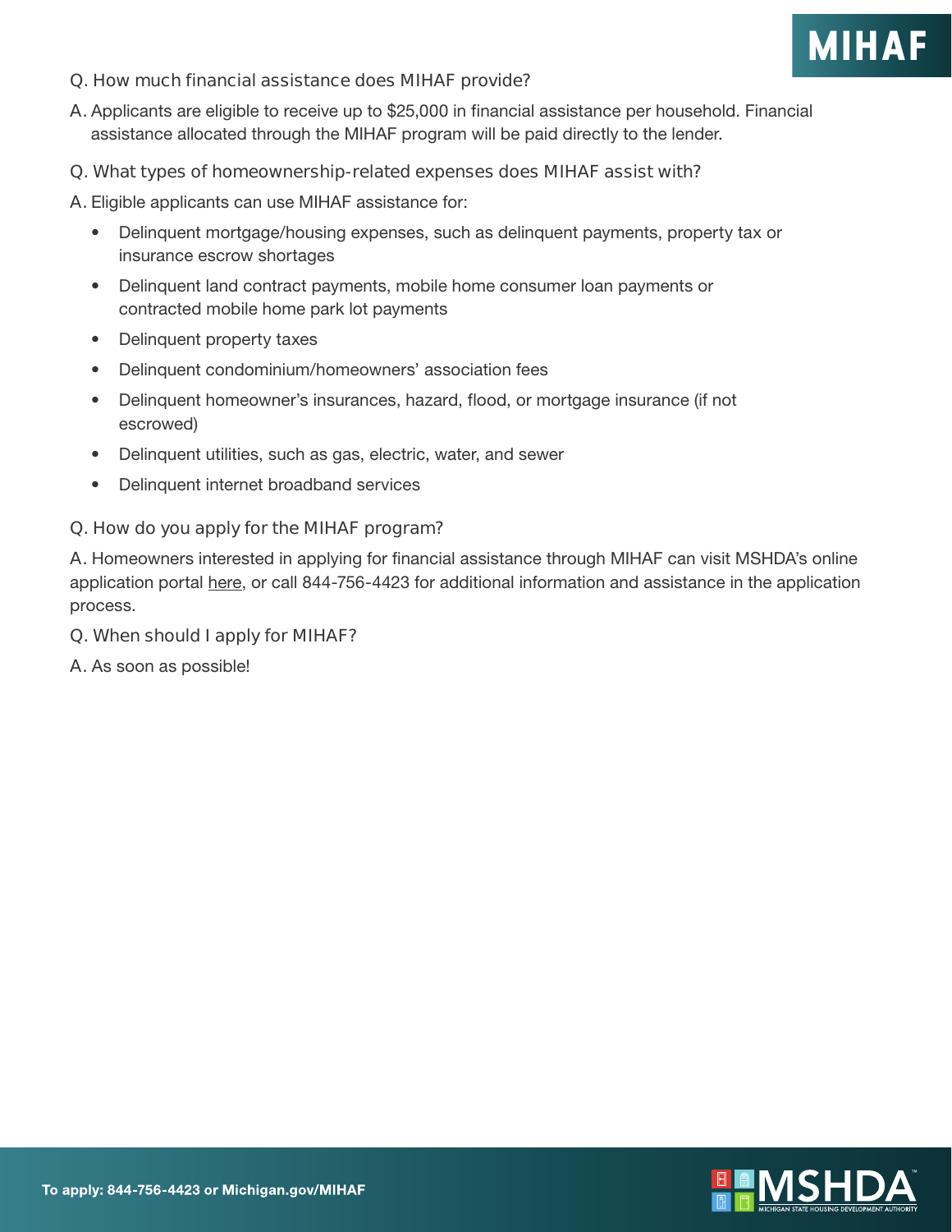Q. How much financial assistance does MIHAF provide?

A. Applicants are eligible to receive up to $25,000 in financial assistance per household. Financial assistance allocated through the MIHAF program will be paid directly to the lender.

Q. What types of homeownership-related expenses does MIHAF assist with?

A. Eligible applicants can use MIHAF assistance for:

- Delinquent mortgage/housing expenses, such as delinquent payments, property tax or insurance escrow shortages
- Delinquent land contract payments, mobile home consumer loan payments or contracted mobile home park lot payments
- Delinquent property taxes
- Delinquent condominium/homeowners' association fees
- Delinquent homeowner's insurances, hazard, flood, or mortgage insurance (if not escrowed)
- Delinquent utilities, such as gas, electric, water, and sewer
- Delinquent internet broadband services

Q. How do you apply for the MIHAF program?

A. Homeowners interested in applying for financial assistance through MIHAF can visit MSHDA's online application portal here, or call 844-756-4423 for additional information and assistance in the application process.

Q. When should I apply for MIHAF?

A. As soon as possible!

**To apply: 844-756-4423 or Michigan.gov/MIHAF**